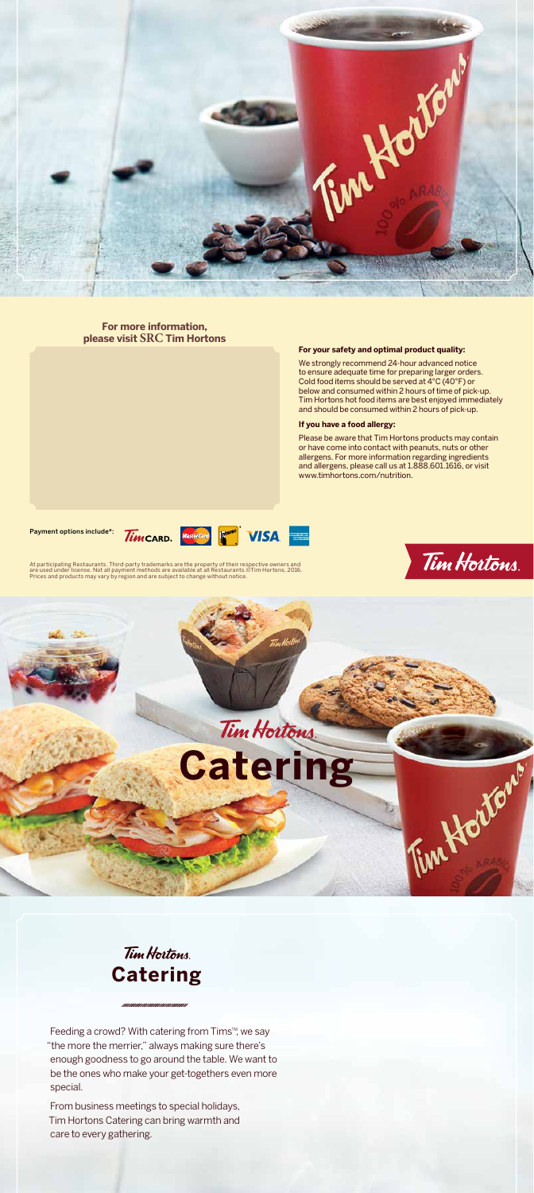**For more information, please visit SRC Tim Hortons**

**For your safety and optimal product quality:**

We strongly recommend 24-hour advanced notice to ensure adequate time for preparing larger orders. Cold food items should be served at 4°C (40°F) or below and consumed within 2 hours of time of pick-up. Tim Hortons hot food items are best enjoyed immediately and should be consumed within 2 hours of pick-up.

**If you have a food allergy:**

Please be aware that Tim Hortons products may contain or have come into contact with peanuts, nuts or other allergens. For more information regarding ingredients and allergens, please call us at 1.888.601.1616, or visit www.timhortons.com/nutrition.

**Payment options include*:** TimCARD. MasterCard Interac VISA American Express

At participating Restaurants. Third-party trademarks are the property of their respective owners and are used under license. Not all payment methods are available at all Restaurants. ©Tim Hortons, 2016. Prices and products may vary by region and are subject to change without notice.

Tim Hortons.

# Tim Hortons. Catering

## Tim Hortons. Catering

Feeding a crowd? With catering from Tims™, we say "the more the merrier," always making sure there's enough goodness to go around the table. We want to be the ones who make your get-togethers even more special.

From business meetings to special holidays, Tim Hortons Catering can bring warmth and care to every gathering.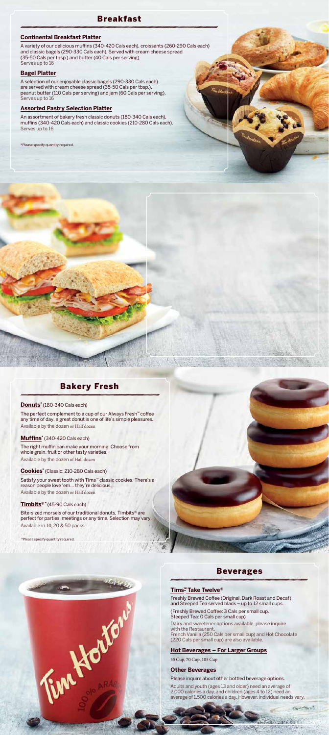## Breakfast

### Continental Breakfast Platter

A variety of our delicious muffins (340-420 Cals each), croissants (260-290 Cals each) and classic bagels (290-330 Cals each). Served with cream cheese spread (35-50 Cals per tbsp.) and butter (40 Cals per serving).
Serves up to 16

### Bagel Platter

A selection of our enjoyable classic bagels (290-330 Cals each) are served with cream cheese spread (35-50 Cals per tbsp.), peanut butter (110 Cals per serving) and jam (60 Cals per serving).
Serves up to 16

### Assorted Pastry Selection Platter

An assortment of bakery fresh classic donuts (180-340 Cals each), muffins (340-420 Cals each) and classic cookies (210-280 Cals each).
Serves up to 16

*Please specify quantity required.

## Bakery Fresh

### Donuts* (180-340 Cals each)

The perfect complement to a cup of our Always Fresh™ coffee any time of day, a great donut is one of life's simple pleasures.
Available by the dozen or Half dozen

### Muffins* (340-420 Cals each)

The right muffin can make your morning. Choose from whole grain, fruit or other tasty varieties.
Available by the dozen of Half dozen

### Cookies* (Classic: 210-280 Cals each)

Satisfy your sweet tooth with Tims™ classic cookies. There's a reason people love 'em… they're delicious.
Available by the dozen or Half dozen

### Timbits®* (45-90 Cals each)

Bite-sized morsels of our traditional donuts, Timbits® are perfect for parties, meetings or any time. Selection may vary.
Available in 10, 20 & 50 packs

*Please specify quantity required.

## Beverages

### Tims™ Take Twelve®

Freshly Brewed Coffee (Original, Dark Roast and Decaf) and Steeped Tea served black – up to 12 small cups.

(Freshly Brewed Coffee: 3 Cals per small cup.
Steeped Tea: 0 Cals per small cup)

Dairy and sweetener options available, please inquire with the Restaurant.
French Vanilla (250 Cals per small cup) and Hot Chocolate (220 Cals per small cup) are also available.

### Hot Beverages – For Larger Groups

35 Cup, 70 Cup, 105 Cup

### Other Beverages

Please inquire about other bottled beverage options.

Adults and youth (ages 13 and older) need an average of 2,000 calories a day, and children (ages 4 to 12) need an average of 1,500 calories a day. However, individual needs vary.